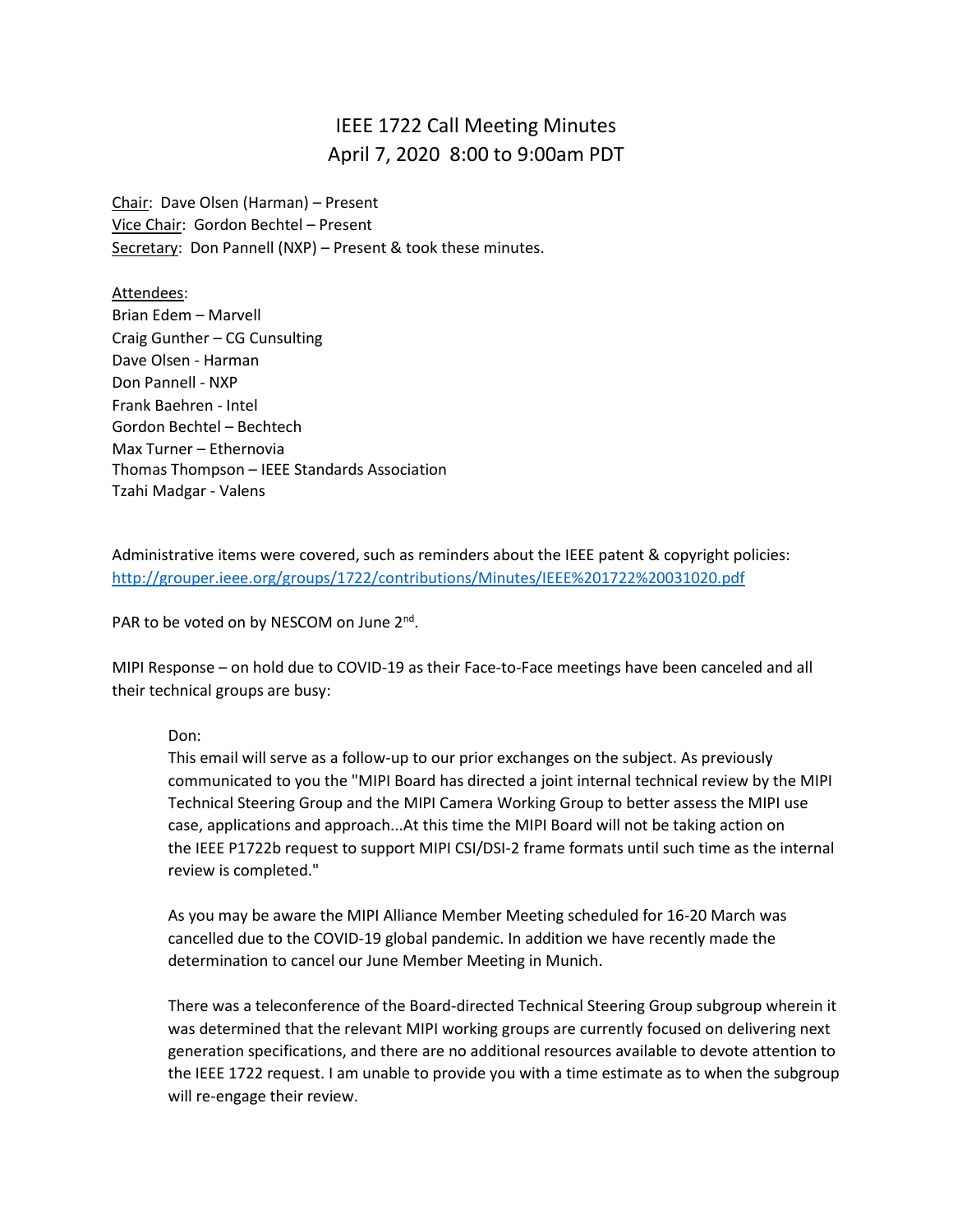# IEEE 1722 Call Meeting Minutes
## April 7, 2020 8:00 to 9:00am PDT

Chair: Dave Olsen (Harman) – Present
Vice Chair: Gordon Bechtel – Present
Secretary: Don Pannell (NXP) – Present & took these minutes.

Attendees:
Brian Edem – Marvell
Craig Gunther – CG Cunsulting
Dave Olsen - Harman
Don Pannell - NXP
Frank Baehren - Intel
Gordon Bechtel – Bechtech
Max Turner – Ethernovia
Thomas Thompson – IEEE Standards Association
Tzahi Madgar - Valens

Administrative items were covered, such as reminders about the IEEE patent & copyright policies:
http://grouper.ieee.org/groups/1722/contributions/Minutes/IEEE%201722%20031020.pdf

PAR to be voted on by NESCOM on June 2nd.

MIPI Response – on hold due to COVID-19 as their Face-to-Face meetings have been canceled and all their technical groups are busy:

> Don:
> This email will serve as a follow-up to our prior exchanges on the subject. As previously communicated to you the "MIPI Board has directed a joint internal technical review by the MIPI Technical Steering Group and the MIPI Camera Working Group to better assess the MIPI use case, applications and approach...At this time the MIPI Board will not be taking action on the IEEE P1722b request to support MIPI CSI/DSI-2 frame formats until such time as the internal review is completed."
>
> As you may be aware the MIPI Alliance Member Meeting scheduled for 16-20 March was cancelled due to the COVID-19 global pandemic. In addition we have recently made the determination to cancel our June Member Meeting in Munich.
>
> There was a teleconference of the Board-directed Technical Steering Group subgroup wherein it was determined that the relevant MIPI working groups are currently focused on delivering next generation specifications, and there are no additional resources available to devote attention to the IEEE 1722 request. I am unable to provide you with a time estimate as to when the subgroup will re-engage their review.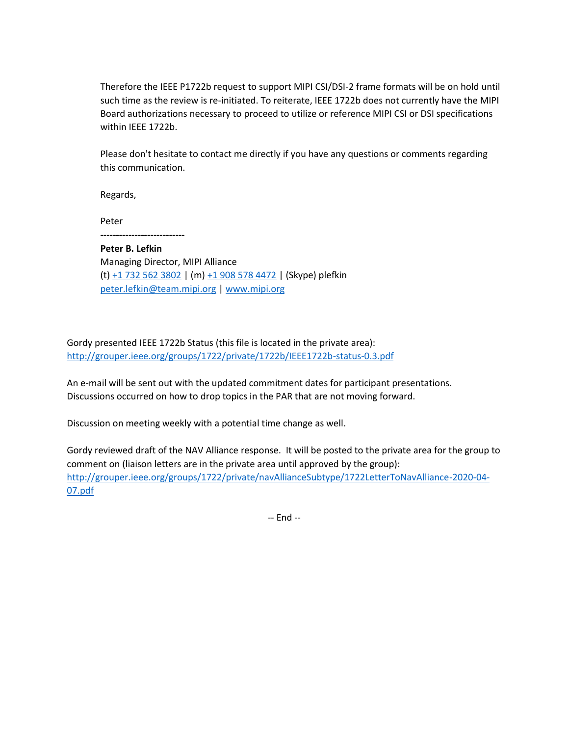Therefore the IEEE P1722b request to support MIPI CSI/DSI-2 frame formats will be on hold until such time as the review is re-initiated. To reiterate, IEEE 1722b does not currently have the MIPI Board authorizations necessary to proceed to utilize or reference MIPI CSI or DSI specifications within IEEE 1722b.

Please don't hesitate to contact me directly if you have any questions or comments regarding this communication.

Regards,

Peter

---------------------------

**Peter B. Lefkin**
Managing Director, MIPI Alliance
(t) +1 732 562 3802 | (m) +1 908 578 4472 | (Skype) plefkin
peter.lefkin@team.mipi.org | www.mipi.org

Gordy presented IEEE 1722b Status (this file is located in the private area):
http://grouper.ieee.org/groups/1722/private/1722b/IEEE1722b-status-0.3.pdf

An e-mail will be sent out with the updated commitment dates for participant presentations. Discussions occurred on how to drop topics in the PAR that are not moving forward.

Discussion on meeting weekly with a potential time change as well.

Gordy reviewed draft of the NAV Alliance response. It will be posted to the private area for the group to comment on (liaison letters are in the private area until approved by the group):
http://grouper.ieee.org/groups/1722/private/navAllianceSubtype/1722LetterToNavAlliance-2020-04-07.pdf

-- End --